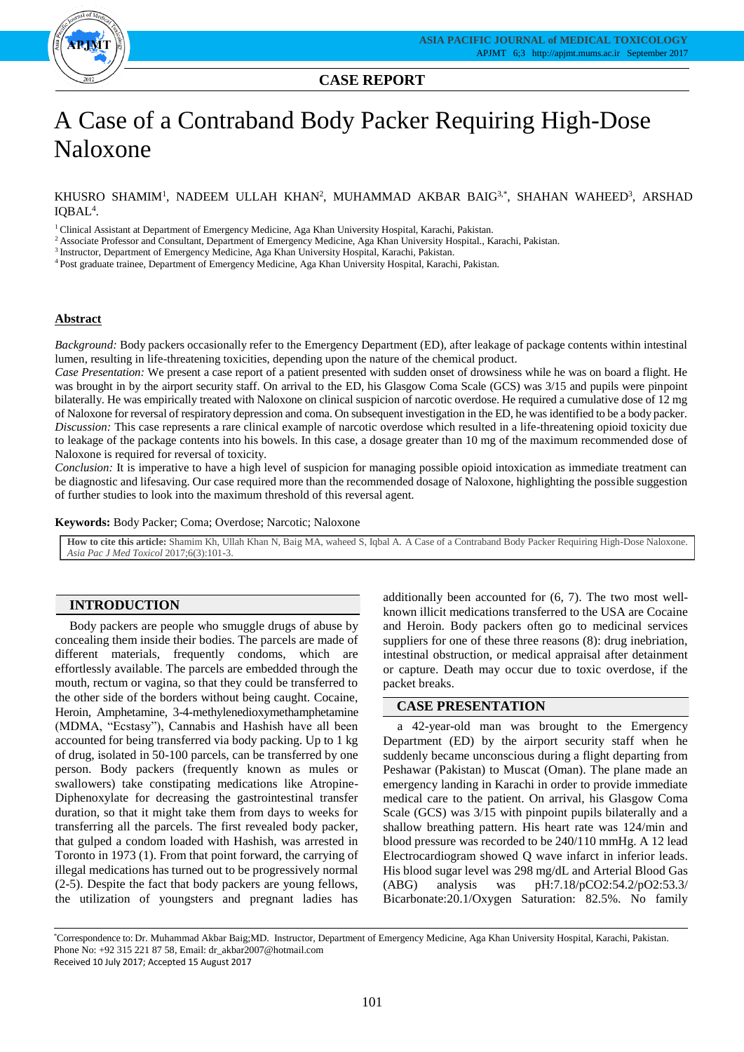## CASE REPORT

# A Case of a Contraband Body Packer Requiring High-Dose Naloxone

KHUSRO SHAMIM[1], NADEEM ULLAH KHAN[2], MUHAMMAD AKBAR BAIG[3,*], SHAHAN WAHEED[3], ARSHAD IQBAL[4].

[1] Clinical Assistant at Department of Emergency Medicine, Aga Khan University Hospital, Karachi, Pakistan.
[2] Associate Professor and Consultant, Department of Emergency Medicine, Aga Khan University Hospital., Karachi, Pakistan.
[3] Instructor, Department of Emergency Medicine, Aga Khan University Hospital, Karachi, Pakistan.
[4] Post graduate trainee, Department of Emergency Medicine, Aga Khan University Hospital, Karachi, Pakistan.

## Abstract

*Background:* Body packers occasionally refer to the Emergency Department (ED), after leakage of package contents within intestinal lumen, resulting in life-threatening toxicities, depending upon the nature of the chemical product.

*Case Presentation:* We present a case report of a patient presented with sudden onset of drowsiness while he was on board a flight. He was brought in by the airport security staff. On arrival to the ED, his Glasgow Coma Scale (GCS) was 3/15 and pupils were pinpoint bilaterally. He was empirically treated with Naloxone on clinical suspicion of narcotic overdose. He required a cumulative dose of 12 mg of Naloxone for reversal of respiratory depression and coma. On subsequent investigation in the ED, he was identified to be a body packer.

*Discussion:* This case represents a rare clinical example of narcotic overdose which resulted in a life-threatening opioid toxicity due to leakage of the package contents into his bowels. In this case, a dosage greater than 10 mg of the maximum recommended dose of Naloxone is required for reversal of toxicity.

*Conclusion:* It is imperative to have a high level of suspicion for managing possible opioid intoxication as immediate treatment can be diagnostic and lifesaving. Our case required more than the recommended dosage of Naloxone, highlighting the possible suggestion of further studies to look into the maximum threshold of this reversal agent.

**Keywords:** Body Packer; Coma; Overdose; Narcotic; Naloxone

**How to cite this article:** Shamim Kh, Ullah Khan N, Baig MA, waheed S, Iqbal A. A Case of a Contraband Body Packer Requiring High-Dose Naloxone. *Asia Pac J Med Toxicol* 2017;6(3):101-3.

## INTRODUCTION

Body packers are people who smuggle drugs of abuse by concealing them inside their bodies. The parcels are made of different materials, frequently condoms, which are effortlessly available. The parcels are embedded through the mouth, rectum or vagina, so that they could be transferred to the other side of the borders without being caught. Cocaine, Heroin, Amphetamine, 3-4-methylenedioxymethamphetamine (MDMA, "Ecstasy"), Cannabis and Hashish have all been accounted for being transferred via body packing. Up to 1 kg of drug, isolated in 50-100 parcels, can be transferred by one person. Body packers (frequently known as mules or swallowers) take constipating medications like Atropine-Diphenoxylate for decreasing the gastrointestinal transfer duration, so that it might take them from days to weeks for transferring all the parcels. The first revealed body packer, that gulped a condom loaded with Hashish, was arrested in Toronto in 1973 (1). From that point forward, the carrying of illegal medications has turned out to be progressively normal (2-5). Despite the fact that body packers are young fellows, the utilization of youngsters and pregnant ladies has additionally been accounted for (6, 7). The two most well-known illicit medications transferred to the USA are Cocaine and Heroin. Body packers often go to medicinal services suppliers for one of these three reasons (8): drug inebriation, intestinal obstruction, or medical appraisal after detainment or capture. Death may occur due to toxic overdose, if the packet breaks.

## CASE PRESENTATION

a 42-year-old man was brought to the Emergency Department (ED) by the airport security staff when he suddenly became unconscious during a flight departing from Peshawar (Pakistan) to Muscat (Oman). The plane made an emergency landing in Karachi in order to provide immediate medical care to the patient. On arrival, his Glasgow Coma Scale (GCS) was 3/15 with pinpoint pupils bilaterally and a shallow breathing pattern. His heart rate was 124/min and blood pressure was recorded to be 240/110 mmHg. A 12 lead Electrocardiogram showed Q wave infarct in inferior leads. His blood sugar level was 298 mg/dL and Arterial Blood Gas (ABG) analysis was pH:7.18/pCO2:54.2/pO2:53.3/ Bicarbonate:20.1/Oxygen Saturation: 82.5%. No family

*Correspondence to: Dr. Muhammad Akbar Baig;MD. Instructor, Department of Emergency Medicine, Aga Khan University Hospital, Karachi, Pakistan. Phone No: +92 315 221 87 58, Email: dr_akbar2007@hotmail.com
Received 10 July 2017; Accepted 15 August 2017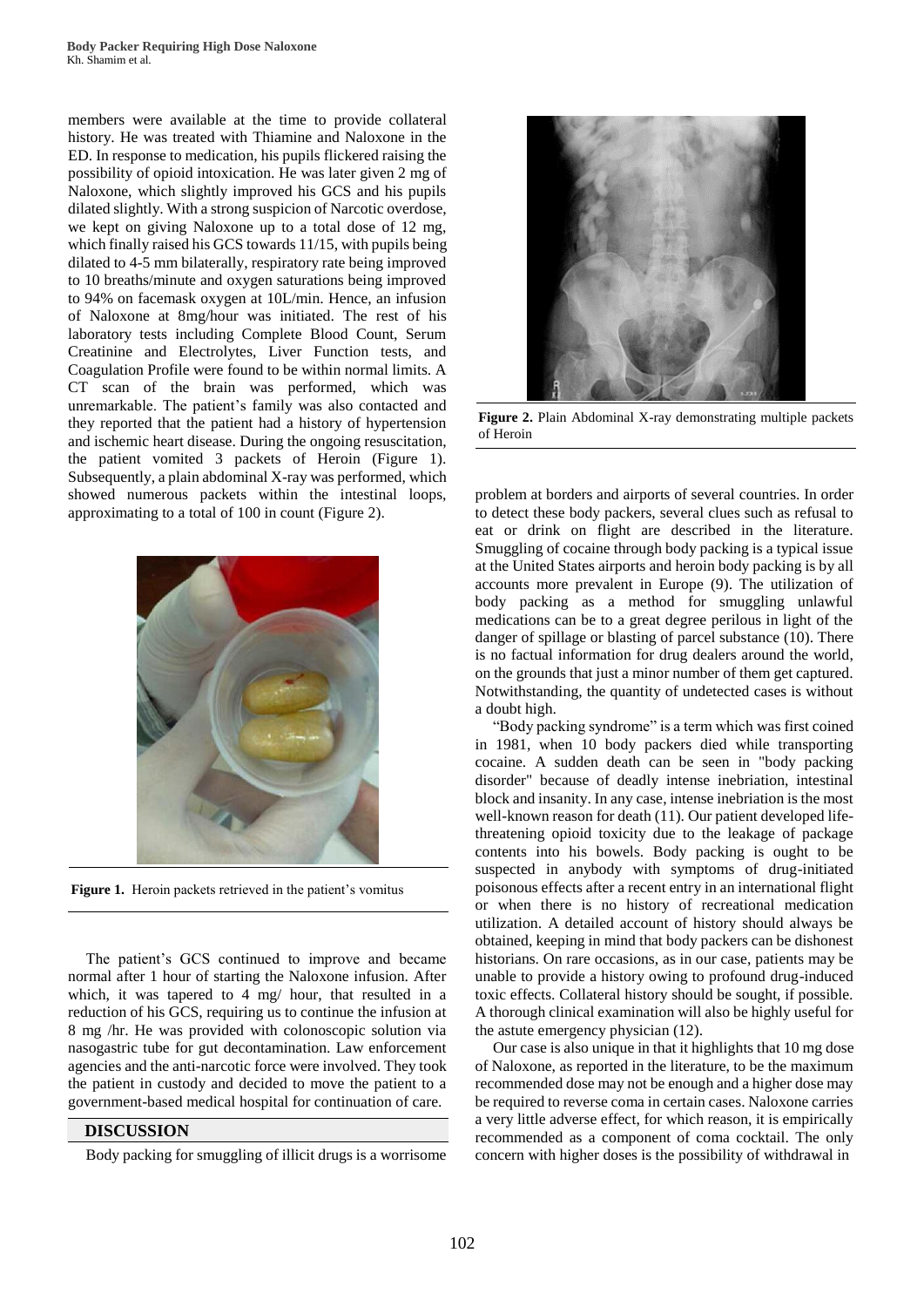members were available at the time to provide collateral history. He was treated with Thiamine and Naloxone in the ED. In response to medication, his pupils flickered raising the possibility of opioid intoxication. He was later given 2 mg of Naloxone, which slightly improved his GCS and his pupils dilated slightly. With a strong suspicion of Narcotic overdose, we kept on giving Naloxone up to a total dose of 12 mg, which finally raised his GCS towards 11/15, with pupils being dilated to 4-5 mm bilaterally, respiratory rate being improved to 10 breaths/minute and oxygen saturations being improved to 94% on facemask oxygen at 10L/min. Hence, an infusion of Naloxone at 8mg/hour was initiated. The rest of his laboratory tests including Complete Blood Count, Serum Creatinine and Electrolytes, Liver Function tests, and Coagulation Profile were found to be within normal limits. A CT scan of the brain was performed, which was unremarkable. The patient's family was also contacted and they reported that the patient had a history of hypertension and ischemic heart disease. During the ongoing resuscitation, the patient vomited 3 packets of Heroin (Figure 1). Subsequently, a plain abdominal X-ray was performed, which showed numerous packets within the intestinal loops, approximating to a total of 100 in count (Figure 2).

**Figure 1.** Heroin packets retrieved in the patient's vomitus

**Figure 2.** Plain Abdominal X-ray demonstrating multiple packets of Heroin

The patient's GCS continued to improve and became normal after 1 hour of starting the Naloxone infusion. After which, it was tapered to 4 mg/ hour, that resulted in a reduction of his GCS, requiring us to continue the infusion at 8 mg /hr. He was provided with colonoscopic solution via nasogastric tube for gut decontamination. Law enforcement agencies and the anti-narcotic force were involved. They took the patient in custody and decided to move the patient to a government-based medical hospital for continuation of care.

## DISCUSSION

Body packing for smuggling of illicit drugs is a worrisome problem at borders and airports of several countries. In order to detect these body packers, several clues such as refusal to eat or drink on flight are described in the literature. Smuggling of cocaine through body packing is a typical issue at the United States airports and heroin body packing is by all accounts more prevalent in Europe (9). The utilization of body packing as a method for smuggling unlawful medications can be to a great degree perilous in light of the danger of spillage or blasting of parcel substance (10). There is no factual information for drug dealers around the world, on the grounds that just a minor number of them get captured. Notwithstanding, the quantity of undetected cases is without a doubt high.

"Body packing syndrome" is a term which was first coined in 1981, when 10 body packers died while transporting cocaine. A sudden death can be seen in "body packing disorder" because of deadly intense inebriation, intestinal block and insanity. In any case, intense inebriation is the most well-known reason for death (11). Our patient developed life-threatening opioid toxicity due to the leakage of package contents into his bowels. Body packing is ought to be suspected in anybody with symptoms of drug-initiated poisonous effects after a recent entry in an international flight or when there is no history of recreational medication utilization. A detailed account of history should always be obtained, keeping in mind that body packers can be dishonest historians. On rare occasions, as in our case, patients may be unable to provide a history owing to profound drug-induced toxic effects. Collateral history should be sought, if possible. A thorough clinical examination will also be highly useful for the astute emergency physician (12).

Our case is also unique in that it highlights that 10 mg dose of Naloxone, as reported in the literature, to be the maximum recommended dose may not be enough and a higher dose may be required to reverse coma in certain cases. Naloxone carries a very little adverse effect, for which reason, it is empirically recommended as a component of coma cocktail. The only concern with higher doses is the possibility of withdrawal in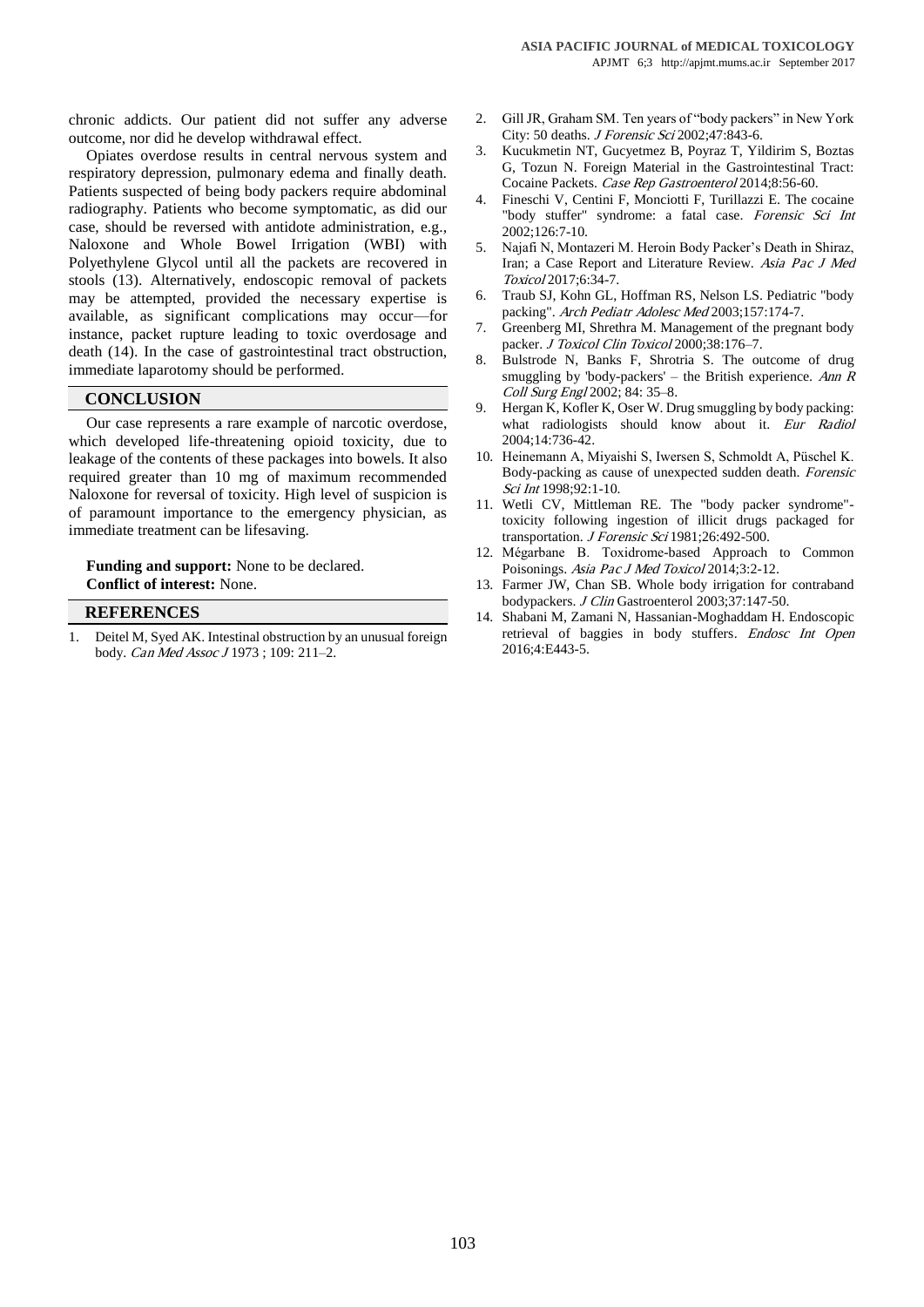chronic addicts. Our patient did not suffer any adverse outcome, nor did he develop withdrawal effect.

Opiates overdose results in central nervous system and respiratory depression, pulmonary edema and finally death. Patients suspected of being body packers require abdominal radiography. Patients who become symptomatic, as did our case, should be reversed with antidote administration, e.g., Naloxone and Whole Bowel Irrigation (WBI) with Polyethylene Glycol until all the packets are recovered in stools (13). Alternatively, endoscopic removal of packets may be attempted, provided the necessary expertise is available, as significant complications may occur—for instance, packet rupture leading to toxic overdosage and death (14). In the case of gastrointestinal tract obstruction, immediate laparotomy should be performed.

## CONCLUSION

Our case represents a rare example of narcotic overdose, which developed life-threatening opioid toxicity, due to leakage of the contents of these packages into bowels. It also required greater than 10 mg of maximum recommended Naloxone for reversal of toxicity. High level of suspicion is of paramount importance to the emergency physician, as immediate treatment can be lifesaving.

**Funding and support:** None to be declared.
**Conflict of interest:** None.

## REFERENCES

1. Deitel M, Syed AK. Intestinal obstruction by an unusual foreign body. *Can Med Assoc J* 1973 ; 109: 211–2.
2. Gill JR, Graham SM. Ten years of "body packers" in New York City: 50 deaths. *J Forensic Sci* 2002;47:843-6.
3. Kucukmetin NT, Gucyetmez B, Poyraz T, Yildirim S, Boztas G, Tozun N. Foreign Material in the Gastrointestinal Tract: Cocaine Packets. *Case Rep Gastroenterol* 2014;8:56-60.
4. Fineschi V, Centini F, Monciotti F, Turillazzi E. The cocaine "body stuffer" syndrome: a fatal case. *Forensic Sci Int* 2002;126:7-10.
5. Najafi N, Montazeri M. Heroin Body Packer's Death in Shiraz, Iran; a Case Report and Literature Review. *Asia Pac J Med Toxicol* 2017;6:34-7.
6. Traub SJ, Kohn GL, Hoffman RS, Nelson LS. Pediatric "body packing". *Arch Pediatr Adolesc Med* 2003;157:174-7.
7. Greenberg MI, Shrethra M. Management of the pregnant body packer. *J Toxicol Clin Toxicol* 2000;38:176–7.
8. Bulstrode N, Banks F, Shrotria S. The outcome of drug smuggling by 'body-packers' – the British experience. *Ann R Coll Surg Engl* 2002; 84: 35–8.
9. Hergan K, Kofler K, Oser W. Drug smuggling by body packing: what radiologists should know about it. *Eur Radiol* 2004;14:736-42.
10. Heinemann A, Miyaishi S, Iwersen S, Schmoldt A, Püschel K. Body-packing as cause of unexpected sudden death. *Forensic Sci Int* 1998;92:1-10.
11. Wetli CV, Mittleman RE. The "body packer syndrome"-toxicity following ingestion of illicit drugs packaged for transportation. *J Forensic Sci* 1981;26:492-500.
12. Mégarbane B. Toxidrome-based Approach to Common Poisonings. *Asia Pac J Med Toxicol* 2014;3:2-12.
13. Farmer JW, Chan SB. Whole body irrigation for contraband bodypackers. *J Clin* Gastroenterol 2003;37:147-50.
14. Shabani M, Zamani N, Hassanian-Moghaddam H. Endoscopic retrieval of baggies in body stuffers. *Endosc Int Open* 2016;4:E443-5.